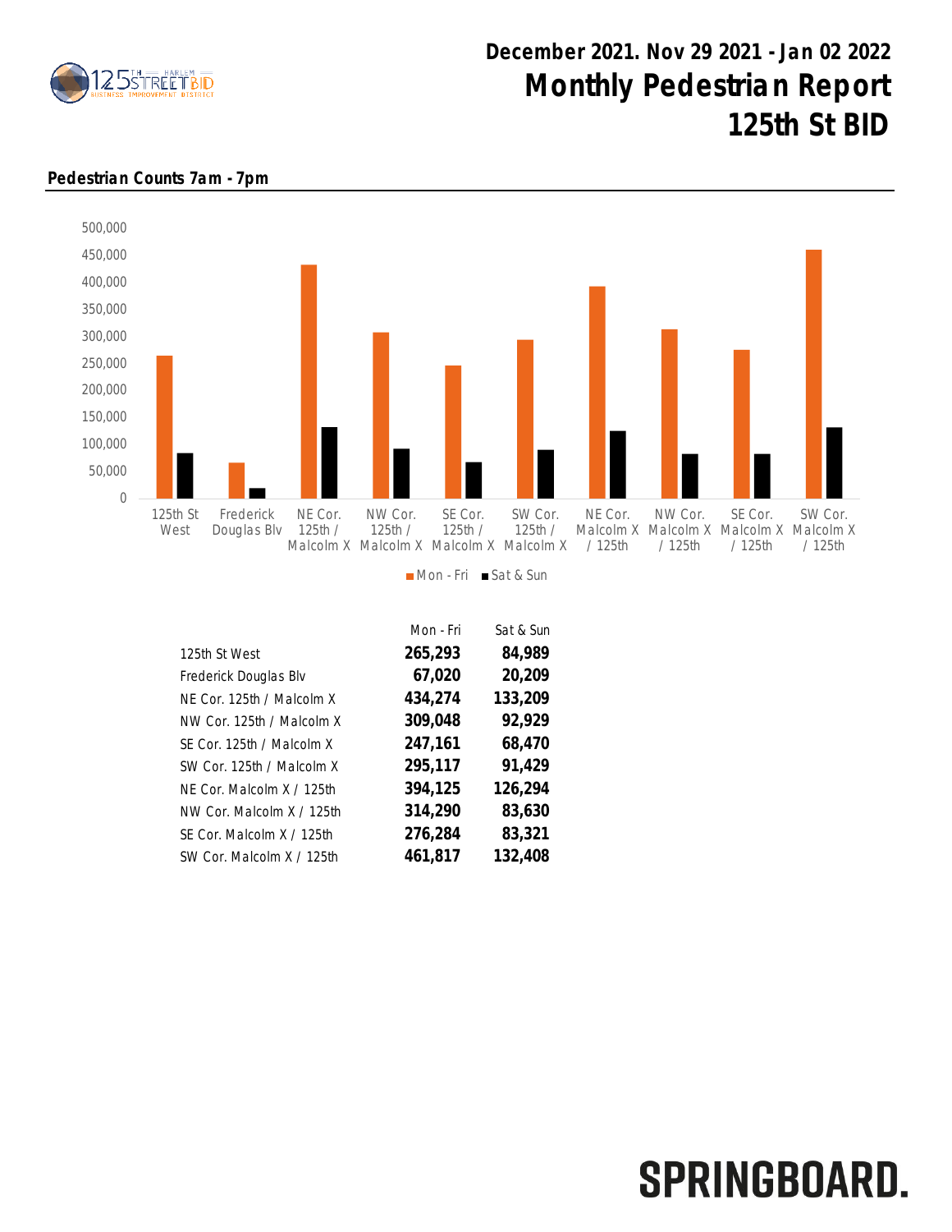# December 2021. Nov 29 2021 - Jan 02 2022

# Monthly Pedestrian Report

# 125th St BID

**Pedestrian Counts 7am - 7pm**

| | Mon - Fri | Sat & Sun |
|---|---|---|
| 125th St West | **265,293** | **84,989** |
| Frederick Douglas Blv | **67,020** | **20,209** |
| NE Cor. 125th / Malcolm X | **434,274** | **133,209** |
| NW Cor. 125th / Malcolm X | **309,048** | **92,929** |
| SE Cor. 125th / Malcolm X | **247,161** | **68,470** |
| SW Cor. 125th / Malcolm X | **295,117** | **91,429** |
| NE Cor. Malcolm X / 125th | **394,125** | **126,294** |
| NW Cor. Malcolm X / 125th | **314,290** | **83,630** |
| SE Cor. Malcolm X / 125th | **276,284** | **83,321** |
| SW Cor. Malcolm X / 125th | **461,817** | **132,408** |

SPRINGBOARD.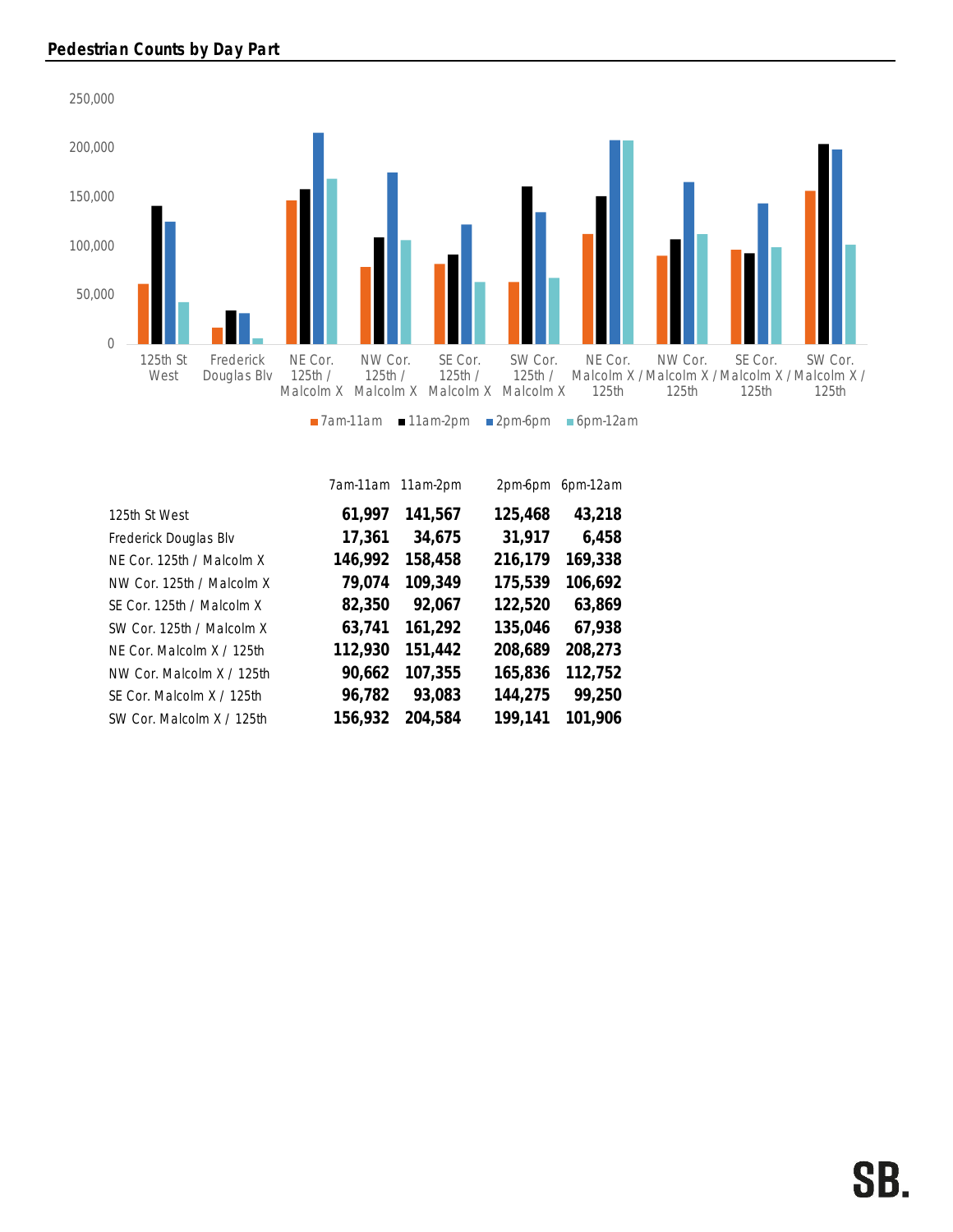## Pedestrian Counts by Day Part

| | 7am-11am | 11am-2pm | 2pm-6pm | 6pm-12am |
|---|---|---|---|---|
| 125th St West | **61,997** | **141,567** | **125,468** | **43,218** |
| Frederick Douglas Blv | **17,361** | **34,675** | **31,917** | **6,458** |
| NE Cor. 125th / Malcolm X | **146,992** | **158,458** | **216,179** | **169,338** |
| NW Cor. 125th / Malcolm X | **79,074** | **109,349** | **175,539** | **106,692** |
| SE Cor. 125th / Malcolm X | **82,350** | **92,067** | **122,520** | **63,869** |
| SW Cor. 125th / Malcolm X | **63,741** | **161,292** | **135,046** | **67,938** |
| NE Cor. Malcolm X / 125th | **112,930** | **151,442** | **208,689** | **208,273** |
| NW Cor. Malcolm X / 125th | **90,662** | **107,355** | **165,836** | **112,752** |
| SE Cor. Malcolm X / 125th | **96,782** | **93,083** | **144,275** | **99,250** |
| SW Cor. Malcolm X / 125th | **156,932** | **204,584** | **199,141** | **101,906** |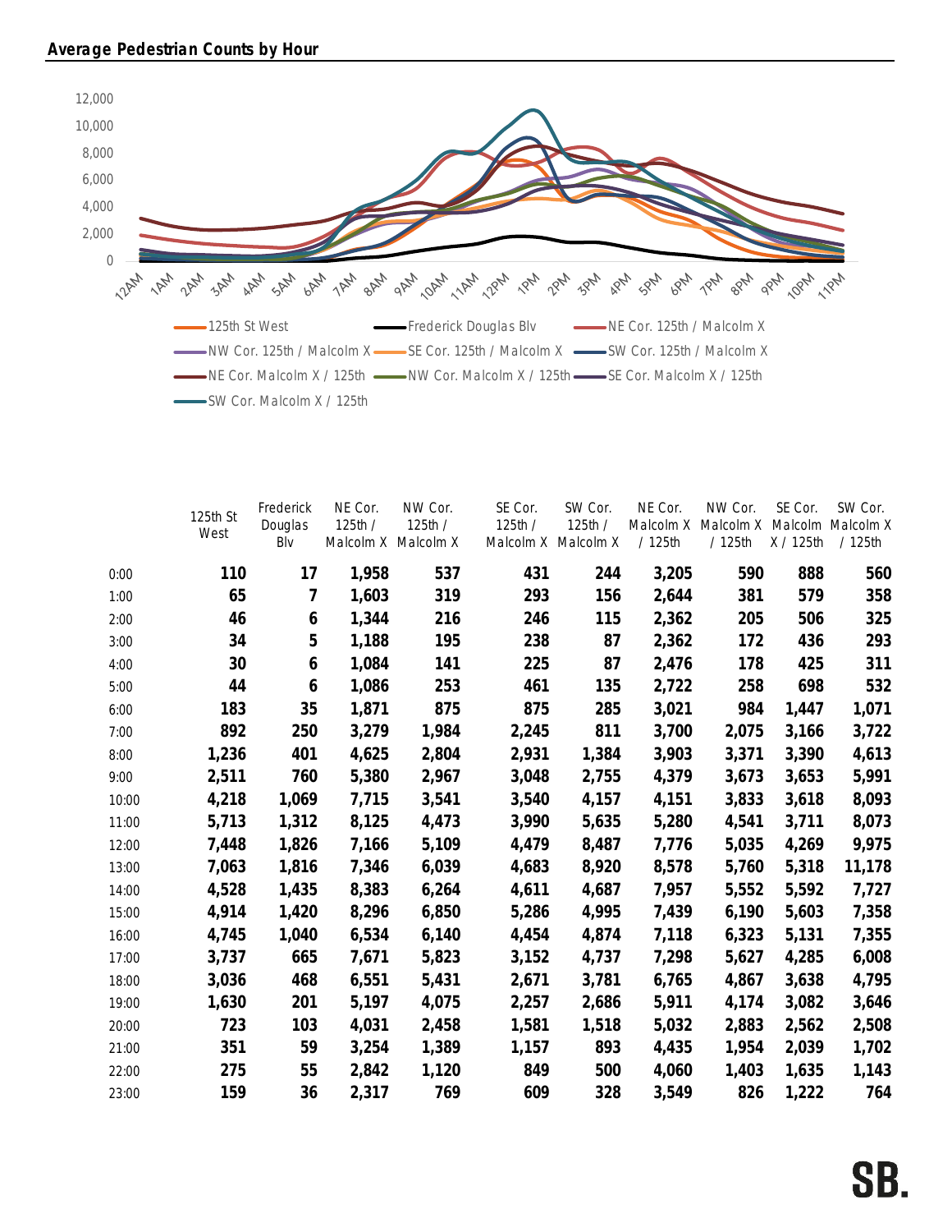**Average Pedestrian Counts by Hour**

| | 125th St West | Frederick Douglas Blv | NE Cor. 125th / Malcolm X | NW Cor. 125th / Malcolm X | SE Cor. 125th / Malcolm X | SW Cor. 125th / Malcolm X | NE Cor. Malcolm X / 125th | NW Cor. Malcolm X / 125th | SE Cor. Malcolm X / 125th | SW Cor. Malcolm X / 125th |
|---|---|---|---|---|---|---|---|---|---|---|
| 0:00 | 110 | 17 | 1,958 | 537 | 431 | 244 | 3,205 | 590 | 888 | 560 |
| 1:00 | 65 | 7 | 1,603 | 319 | 293 | 156 | 2,644 | 381 | 579 | 358 |
| 2:00 | 46 | 6 | 1,344 | 216 | 246 | 115 | 2,362 | 205 | 506 | 325 |
| 3:00 | 34 | 5 | 1,188 | 195 | 238 | 87 | 2,362 | 172 | 436 | 293 |
| 4:00 | 30 | 6 | 1,084 | 141 | 225 | 87 | 2,476 | 178 | 425 | 311 |
| 5:00 | 44 | 6 | 1,086 | 253 | 461 | 135 | 2,722 | 258 | 698 | 532 |
| 6:00 | 183 | 35 | 1,871 | 875 | 875 | 285 | 3,021 | 984 | 1,447 | 1,071 |
| 7:00 | 892 | 250 | 3,279 | 1,984 | 2,245 | 811 | 3,700 | 2,075 | 3,166 | 3,722 |
| 8:00 | 1,236 | 401 | 4,625 | 2,804 | 2,931 | 1,384 | 3,903 | 3,371 | 3,390 | 4,613 |
| 9:00 | 2,511 | 760 | 5,380 | 2,967 | 3,048 | 2,755 | 4,379 | 3,673 | 3,653 | 5,991 |
| 10:00 | 4,218 | 1,069 | 7,715 | 3,541 | 3,540 | 4,157 | 4,151 | 3,833 | 3,618 | 8,093 |
| 11:00 | 5,713 | 1,312 | 8,125 | 4,473 | 3,990 | 5,635 | 5,280 | 4,541 | 3,711 | 8,073 |
| 12:00 | 7,448 | 1,826 | 7,166 | 5,109 | 4,479 | 8,487 | 7,776 | 5,035 | 4,269 | 9,975 |
| 13:00 | 7,063 | 1,816 | 7,346 | 6,039 | 4,683 | 8,920 | 8,578 | 5,760 | 5,318 | 11,178 |
| 14:00 | 4,528 | 1,435 | 8,383 | 6,264 | 4,611 | 4,687 | 7,957 | 5,552 | 5,592 | 7,727 |
| 15:00 | 4,914 | 1,420 | 8,296 | 6,850 | 5,286 | 4,995 | 7,439 | 6,190 | 5,603 | 7,358 |
| 16:00 | 4,745 | 1,040 | 6,534 | 6,140 | 4,454 | 4,874 | 7,118 | 6,323 | 5,131 | 7,355 |
| 17:00 | 3,737 | 665 | 7,671 | 5,823 | 3,152 | 4,737 | 7,298 | 5,627 | 4,285 | 6,008 |
| 18:00 | 3,036 | 468 | 6,551 | 5,431 | 2,671 | 3,781 | 6,765 | 4,867 | 3,638 | 4,795 |
| 19:00 | 1,630 | 201 | 5,197 | 4,075 | 2,257 | 2,686 | 5,911 | 4,174 | 3,082 | 3,646 |
| 20:00 | 723 | 103 | 4,031 | 2,458 | 1,581 | 1,518 | 5,032 | 2,883 | 2,562 | 2,508 |
| 21:00 | 351 | 59 | 3,254 | 1,389 | 1,157 | 893 | 4,435 | 1,954 | 2,039 | 1,702 |
| 22:00 | 275 | 55 | 2,842 | 1,120 | 849 | 500 | 4,060 | 1,403 | 1,635 | 1,143 |
| 23:00 | 159 | 36 | 2,317 | 769 | 609 | 328 | 3,549 | 826 | 1,222 | 764 |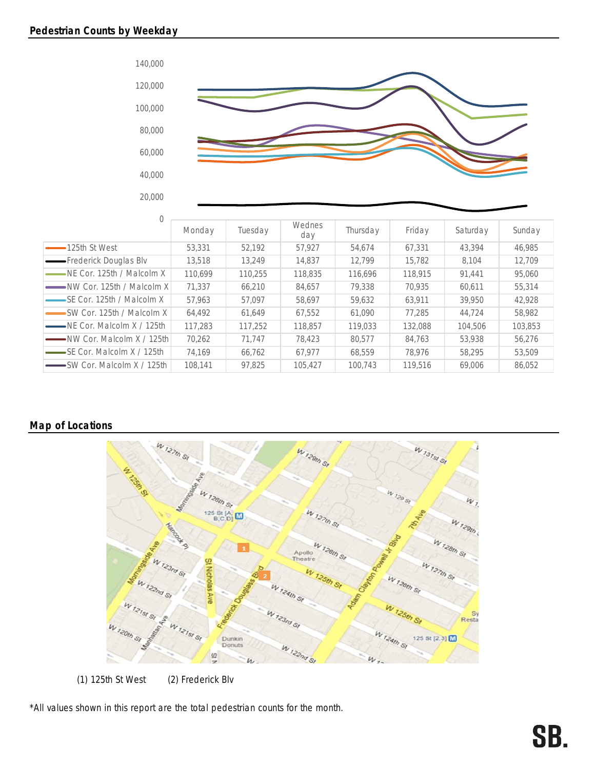## Pedestrian Counts by Weekday

140,000
120,000
100,000
80,000
60,000
40,000
20,000
0

| | Monday | Tuesday | Wednesday | Thursday | Friday | Saturday | Sunday |
|---|---|---|---|---|---|---|---|
| 125th St West | 53,331 | 52,192 | 57,927 | 54,674 | 67,331 | 43,394 | 46,985 |
| Frederick Douglas Blv | 13,518 | 13,249 | 14,837 | 12,799 | 15,782 | 8,104 | 12,709 |
| NE Cor. 125th / Malcolm X | 110,699 | 110,255 | 118,835 | 116,696 | 118,915 | 91,441 | 95,060 |
| NW Cor. 125th / Malcolm X | 71,337 | 66,210 | 84,657 | 79,338 | 70,935 | 60,611 | 55,314 |
| SE Cor. 125th / Malcolm X | 57,963 | 57,097 | 58,697 | 59,632 | 63,911 | 39,950 | 42,928 |
| SW Cor. 125th / Malcolm X | 64,492 | 61,649 | 67,552 | 61,090 | 77,285 | 44,724 | 58,982 |
| NE Cor. Malcolm X / 125th | 117,283 | 117,252 | 118,857 | 119,033 | 132,088 | 104,506 | 103,853 |
| NW Cor. Malcolm X / 125th | 70,262 | 71,747 | 78,423 | 80,577 | 84,763 | 53,938 | 56,276 |
| SE Cor. Malcolm X / 125th | 74,169 | 66,762 | 67,977 | 68,559 | 78,976 | 58,295 | 53,509 |
| SW Cor. Malcolm X / 125th | 108,141 | 97,825 | 105,427 | 100,743 | 119,516 | 69,006 | 86,052 |

## Map of Locations

(1) 125th St West (2) Frederick Blv

*All values shown in this report are the total pedestrian counts for the month.